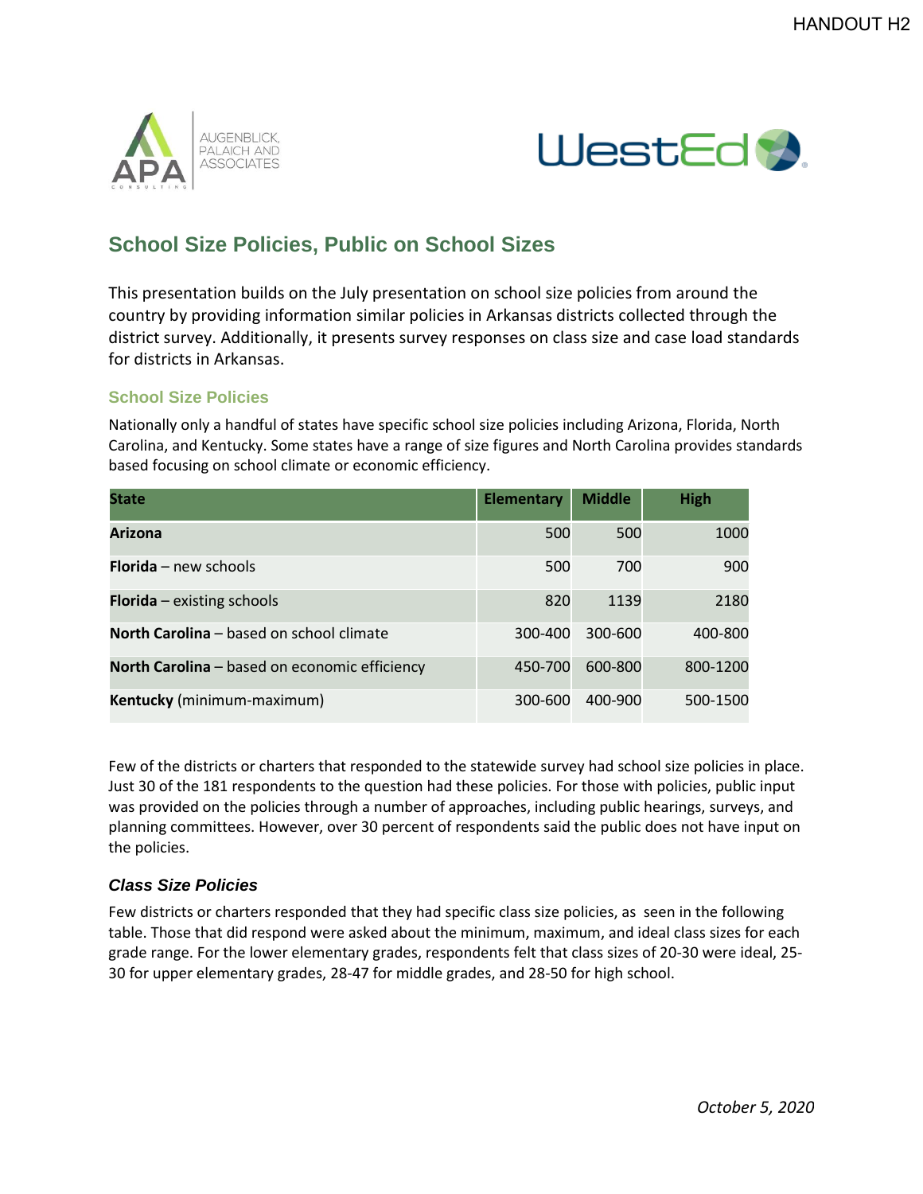HANDOUT H2

## School Size Policies, Public on School Sizes

This presentation builds on the July presentation on school size policies from around the country by providing information similar policies in Arkansas districts collected through the district survey. Additionally, it presents survey responses on class size and case load standards for districts in Arkansas.

### School Size Policies

Nationally only a handful of states have specific school size policies including Arizona, Florida, North Carolina, and Kentucky. Some states have a range of size figures and North Carolina provides standards based focusing on school climate or economic efficiency.

| State | Elementary | Middle | High |
|---|---|---|---|
| **Arizona** | 500 | 500 | 1000 |
| **Florida** – new schools | 500 | 700 | 900 |
| **Florida** – existing schools | 820 | 1139 | 2180 |
| **North Carolina** – based on school climate | 300-400 | 300-600 | 400-800 |
| **North Carolina** – based on economic efficiency | 450-700 | 600-800 | 800-1200 |
| **Kentucky** (minimum-maximum) | 300-600 | 400-900 | 500-1500 |

Few of the districts or charters that responded to the statewide survey had school size policies in place. Just 30 of the 181 respondents to the question had these policies. For those with policies, public input was provided on the policies through a number of approaches, including public hearings, surveys, and planning committees. However, over 30 percent of respondents said the public does not have input on the policies.

### *Class Size Policies*

Few districts or charters responded that they had specific class size policies, as seen in the following table. Those that did respond were asked about the minimum, maximum, and ideal class sizes for each grade range. For the lower elementary grades, respondents felt that class sizes of 20-30 were ideal, 25-30 for upper elementary grades, 28-47 for middle grades, and 28-50 for high school.

*October 5, 2020*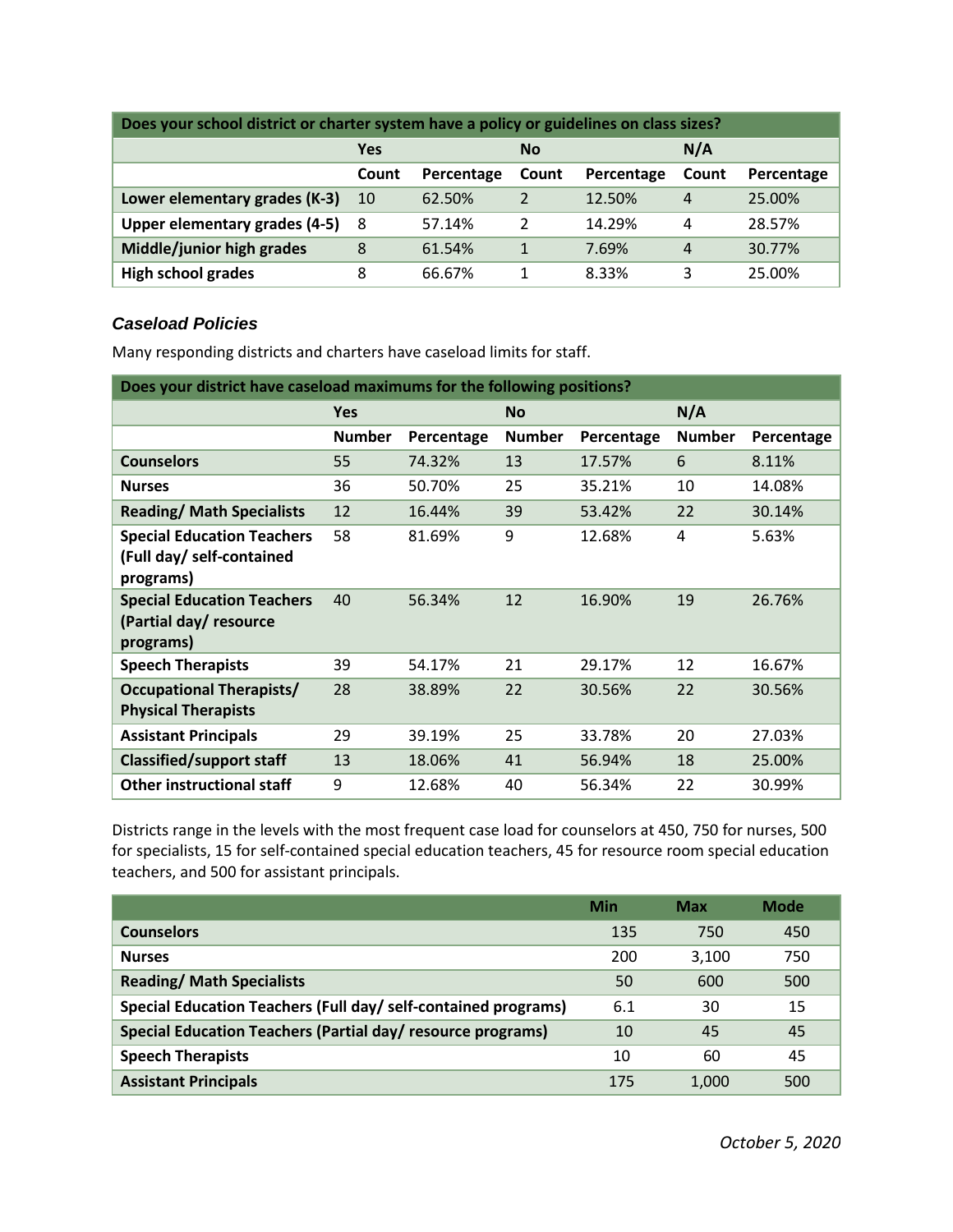| Does your school district or charter system have a policy or guidelines on class sizes? | | | | | | |
|---|---|---|---|---|---|---|
| | Yes | | No | | N/A | |
| | Count | Percentage | Count | Percentage | Count | Percentage |
| **Lower elementary grades (K-3)** | 10 | 62.50% | 2 | 12.50% | 4 | 25.00% |
| **Upper elementary grades (4-5)** | 8 | 57.14% | 2 | 14.29% | 4 | 28.57% |
| **Middle/junior high grades** | 8 | 61.54% | 1 | 7.69% | 4 | 30.77% |
| **High school grades** | 8 | 66.67% | 1 | 8.33% | 3 | 25.00% |

### *Caseload Policies*

Many responding districts and charters have caseload limits for staff.

| Does your district have caseload maximums for the following positions? | | | | | | |
|---|---|---|---|---|---|---|
| | Yes | | No | | N/A | |
| | Number | Percentage | Number | Percentage | Number | Percentage |
| **Counselors** | 55 | 74.32% | 13 | 17.57% | 6 | 8.11% |
| **Nurses** | 36 | 50.70% | 25 | 35.21% | 10 | 14.08% |
| **Reading/ Math Specialists** | 12 | 16.44% | 39 | 53.42% | 22 | 30.14% |
| **Special Education Teachers (Full day/ self-contained programs)** | 58 | 81.69% | 9 | 12.68% | 4 | 5.63% |
| **Special Education Teachers (Partial day/ resource programs)** | 40 | 56.34% | 12 | 16.90% | 19 | 26.76% |
| **Speech Therapists** | 39 | 54.17% | 21 | 29.17% | 12 | 16.67% |
| **Occupational Therapists/ Physical Therapists** | 28 | 38.89% | 22 | 30.56% | 22 | 30.56% |
| **Assistant Principals** | 29 | 39.19% | 25 | 33.78% | 20 | 27.03% |
| **Classified/support staff** | 13 | 18.06% | 41 | 56.94% | 18 | 25.00% |
| **Other instructional staff** | 9 | 12.68% | 40 | 56.34% | 22 | 30.99% |

Districts range in the levels with the most frequent case load for counselors at 450, 750 for nurses, 500 for specialists, 15 for self-contained special education teachers, 45 for resource room special education teachers, and 500 for assistant principals.

| | Min | Max | Mode |
|---|---|---|---|
| **Counselors** | 135 | 750 | 450 |
| **Nurses** | 200 | 3,100 | 750 |
| **Reading/ Math Specialists** | 50 | 600 | 500 |
| **Special Education Teachers (Full day/ self-contained programs)** | 6.1 | 30 | 15 |
| **Special Education Teachers (Partial day/ resource programs)** | 10 | 45 | 45 |
| **Speech Therapists** | 10 | 60 | 45 |
| **Assistant Principals** | 175 | 1,000 | 500 |

*October 5, 2020*